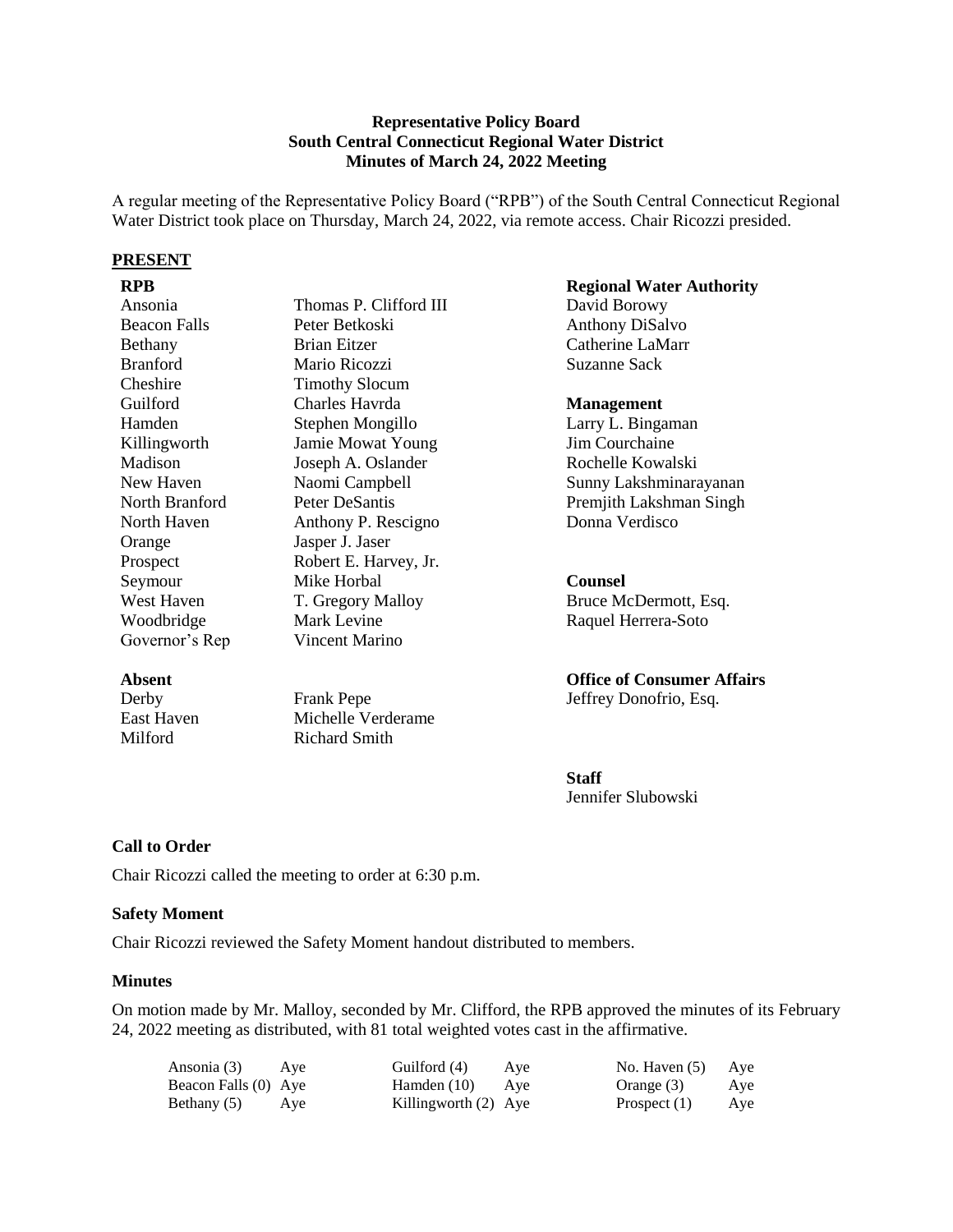**Representative Policy Board**
**South Central Connecticut Regional Water District**
**Minutes of March 24, 2022 Meeting**

A regular meeting of the Representative Policy Board ("RPB") of the South Central Connecticut Regional Water District took place on Thursday, March 24, 2022, via remote access. Chair Ricozzi presided.

**PRESENT**

**RPB**

| | |
|---|---|
| Ansonia | Thomas P. Clifford III |
| Beacon Falls | Peter Betkoski |
| Bethany | Brian Eitzer |
| Branford | Mario Ricozzi |
| Cheshire | Timothy Slocum |
| Guilford | Charles Havrda |
| Hamden | Stephen Mongillo |
| Killingworth | Jamie Mowat Young |
| Madison | Joseph A. Oslander |
| New Haven | Naomi Campbell |
| North Branford | Peter DeSantis |
| North Haven | Anthony P. Rescigno |
| Orange | Jasper J. Jaser |
| Prospect | Robert E. Harvey, Jr. |
| Seymour | Mike Horbal |
| West Haven | T. Gregory Malloy |
| Woodbridge | Mark Levine |
| Governor's Rep | Vincent Marino |

**Absent**

| | |
|---|---|
| Derby | Frank Pepe |
| East Haven | Michelle Verderame |
| Milford | Richard Smith |

**Regional Water Authority**
David Borowy
Anthony DiSalvo
Catherine LaMarr
Suzanne Sack

**Management**
Larry L. Bingaman
Jim Courchaine
Rochelle Kowalski
Sunny Lakshminarayanan
Premjith Lakshman Singh
Donna Verdisco

**Counsel**
Bruce McDermott, Esq.
Raquel Herrera-Soto

**Office of Consumer Affairs**
Jeffrey Donofrio, Esq.

**Staff**
Jennifer Slubowski

**Call to Order**

Chair Ricozzi called the meeting to order at 6:30 p.m.

**Safety Moment**

Chair Ricozzi reviewed the Safety Moment handout distributed to members.

**Minutes**

On motion made by Mr. Malloy, seconded by Mr. Clifford, the RPB approved the minutes of its February 24, 2022 meeting as distributed, with 81 total weighted votes cast in the affirmative.

| | | | | | |
|---|---|---|---|---|---|
| Ansonia (3) | Aye | Guilford (4) | Aye | No. Haven (5) | Aye |
| Beacon Falls (0) | Aye | Hamden (10) | Aye | Orange (3) | Aye |
| Bethany (5) | Aye | Killingworth (2) | Aye | Prospect (1) | Aye |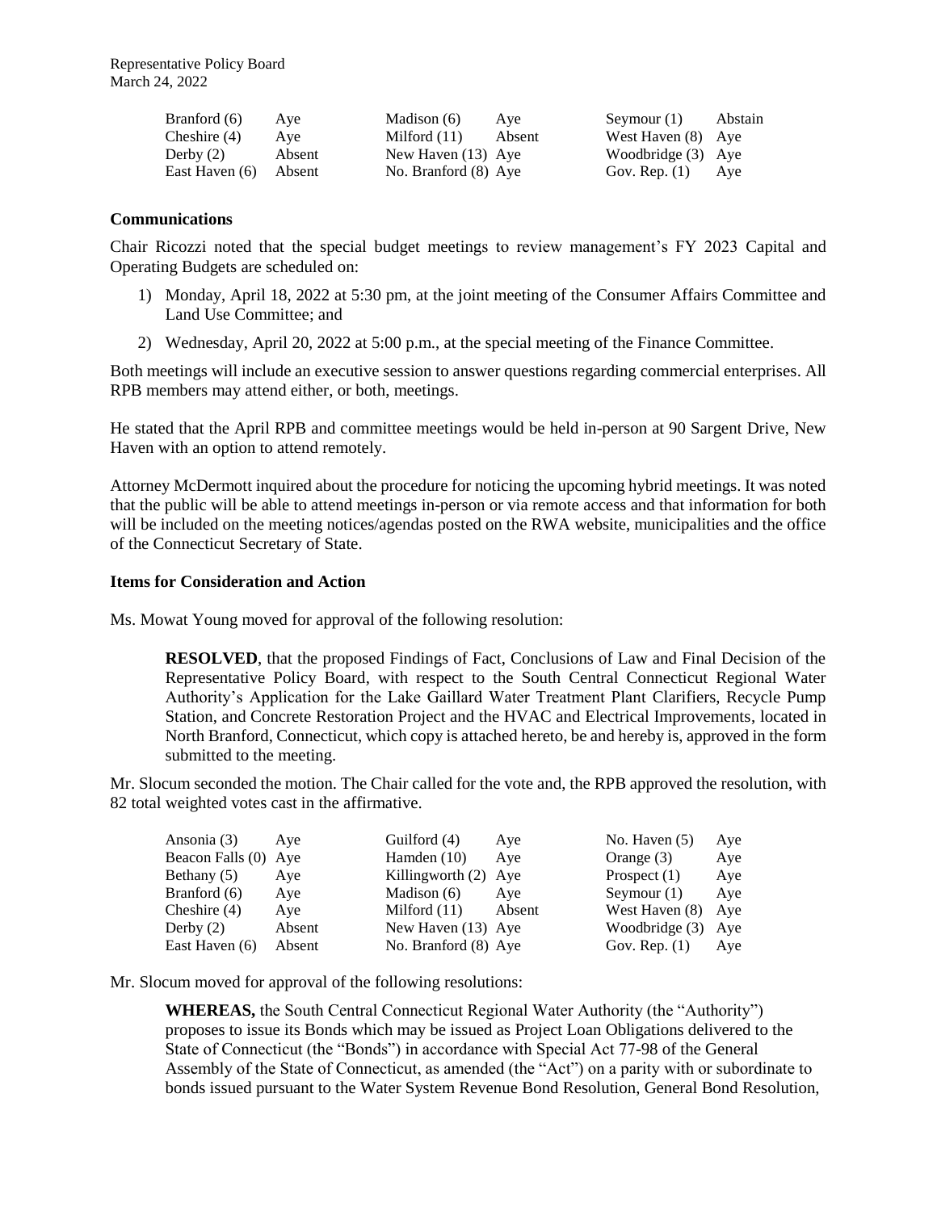| | | | | | |
|---|---|---|---|---|---|
| Branford (6) | Aye | Madison (6) | Aye | Seymour (1) | Abstain |
| Cheshire (4) | Aye | Milford (11) | Absent | West Haven (8) | Aye |
| Derby (2) | Absent | New Haven (13) | Aye | Woodbridge (3) | Aye |
| East Haven (6) | Absent | No. Branford (8) | Aye | Gov. Rep. (1) | Aye |

### Communications

Chair Ricozzi noted that the special budget meetings to review management's FY 2023 Capital and Operating Budgets are scheduled on:

1) Monday, April 18, 2022 at 5:30 pm, at the joint meeting of the Consumer Affairs Committee and Land Use Committee; and
2) Wednesday, April 20, 2022 at 5:00 p.m., at the special meeting of the Finance Committee.

Both meetings will include an executive session to answer questions regarding commercial enterprises. All RPB members may attend either, or both, meetings.

He stated that the April RPB and committee meetings would be held in-person at 90 Sargent Drive, New Haven with an option to attend remotely.

Attorney McDermott inquired about the procedure for noticing the upcoming hybrid meetings. It was noted that the public will be able to attend meetings in-person or via remote access and that information for both will be included on the meeting notices/agendas posted on the RWA website, municipalities and the office of the Connecticut Secretary of State.

### Items for Consideration and Action

Ms. Mowat Young moved for approval of the following resolution:

> **RESOLVED**, that the proposed Findings of Fact, Conclusions of Law and Final Decision of the Representative Policy Board, with respect to the South Central Connecticut Regional Water Authority's Application for the Lake Gaillard Water Treatment Plant Clarifiers, Recycle Pump Station, and Concrete Restoration Project and the HVAC and Electrical Improvements, located in North Branford, Connecticut, which copy is attached hereto, be and hereby is, approved in the form submitted to the meeting.

Mr. Slocum seconded the motion. The Chair called for the vote and, the RPB approved the resolution, with 82 total weighted votes cast in the affirmative.

| | | | | | |
|---|---|---|---|---|---|
| Ansonia (3) | Aye | Guilford (4) | Aye | No. Haven (5) | Aye |
| Beacon Falls (0) | Aye | Hamden (10) | Aye | Orange (3) | Aye |
| Bethany (5) | Aye | Killingworth (2) | Aye | Prospect (1) | Aye |
| Branford (6) | Aye | Madison (6) | Aye | Seymour (1) | Aye |
| Cheshire (4) | Aye | Milford (11) | Absent | West Haven (8) | Aye |
| Derby (2) | Absent | New Haven (13) | Aye | Woodbridge (3) | Aye |
| East Haven (6) | Absent | No. Branford (8) | Aye | Gov. Rep. (1) | Aye |

Mr. Slocum moved for approval of the following resolutions:

> **WHEREAS,** the South Central Connecticut Regional Water Authority (the "Authority") proposes to issue its Bonds which may be issued as Project Loan Obligations delivered to the State of Connecticut (the "Bonds") in accordance with Special Act 77-98 of the General Assembly of the State of Connecticut, as amended (the "Act") on a parity with or subordinate to bonds issued pursuant to the Water System Revenue Bond Resolution, General Bond Resolution,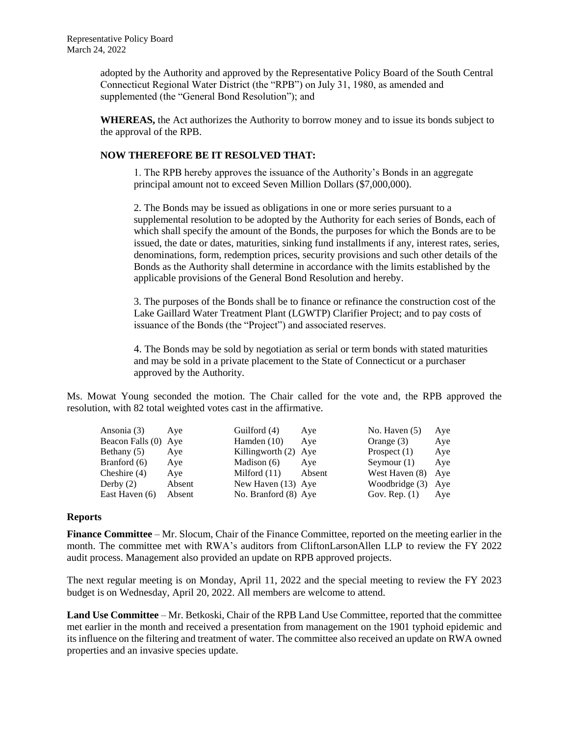adopted by the Authority and approved by the Representative Policy Board of the South Central Connecticut Regional Water District (the "RPB") on July 31, 1980, as amended and supplemented (the "General Bond Resolution"); and

**WHEREAS,** the Act authorizes the Authority to borrow money and to issue its bonds subject to the approval of the RPB.

**NOW THEREFORE BE IT RESOLVED THAT:**

1. The RPB hereby approves the issuance of the Authority's Bonds in an aggregate principal amount not to exceed Seven Million Dollars ($7,000,000).

2. The Bonds may be issued as obligations in one or more series pursuant to a supplemental resolution to be adopted by the Authority for each series of Bonds, each of which shall specify the amount of the Bonds, the purposes for which the Bonds are to be issued, the date or dates, maturities, sinking fund installments if any, interest rates, series, denominations, form, redemption prices, security provisions and such other details of the Bonds as the Authority shall determine in accordance with the limits established by the applicable provisions of the General Bond Resolution and hereby.

3. The purposes of the Bonds shall be to finance or refinance the construction cost of the Lake Gaillard Water Treatment Plant (LGWTP) Clarifier Project; and to pay costs of issuance of the Bonds (the "Project") and associated reserves.

4. The Bonds may be sold by negotiation as serial or term bonds with stated maturities and may be sold in a private placement to the State of Connecticut or a purchaser approved by the Authority.

Ms. Mowat Young seconded the motion. The Chair called for the vote and, the RPB approved the resolution, with 82 total weighted votes cast in the affirmative.

| | | | | | |
|---|---|---|---|---|---|
| Ansonia (3) | Aye | Guilford (4) | Aye | No. Haven (5) | Aye |
| Beacon Falls (0) | Aye | Hamden (10) | Aye | Orange (3) | Aye |
| Bethany (5) | Aye | Killingworth (2) | Aye | Prospect (1) | Aye |
| Branford (6) | Aye | Madison (6) | Aye | Seymour (1) | Aye |
| Cheshire (4) | Aye | Milford (11) | Absent | West Haven (8) | Aye |
| Derby (2) | Absent | New Haven (13) | Aye | Woodbridge (3) | Aye |
| East Haven (6) | Absent | No. Branford (8) | Aye | Gov. Rep. (1) | Aye |

## Reports

**Finance Committee** – Mr. Slocum, Chair of the Finance Committee, reported on the meeting earlier in the month. The committee met with RWA's auditors from CliftonLarsonAllen LLP to review the FY 2022 audit process. Management also provided an update on RPB approved projects.

The next regular meeting is on Monday, April 11, 2022 and the special meeting to review the FY 2023 budget is on Wednesday, April 20, 2022. All members are welcome to attend.

**Land Use Committee** – Mr. Betkoski, Chair of the RPB Land Use Committee, reported that the committee met earlier in the month and received a presentation from management on the 1901 typhoid epidemic and its influence on the filtering and treatment of water. The committee also received an update on RWA owned properties and an invasive species update.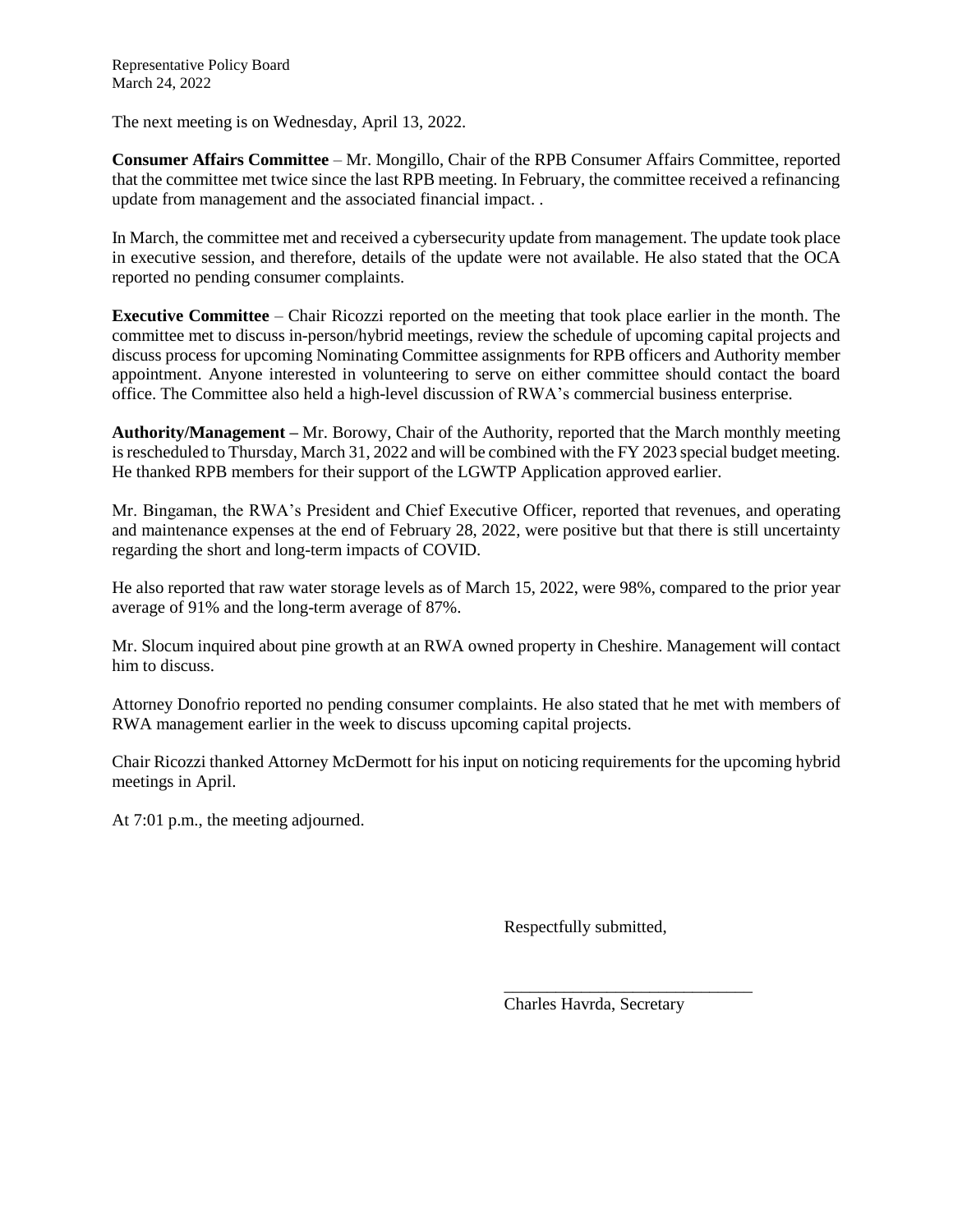The next meeting is on Wednesday, April 13, 2022.

**Consumer Affairs Committee** – Mr. Mongillo, Chair of the RPB Consumer Affairs Committee, reported that the committee met twice since the last RPB meeting. In February, the committee received a refinancing update from management and the associated financial impact. .

In March, the committee met and received a cybersecurity update from management. The update took place in executive session, and therefore, details of the update were not available. He also stated that the OCA reported no pending consumer complaints.

**Executive Committee** – Chair Ricozzi reported on the meeting that took place earlier in the month. The committee met to discuss in-person/hybrid meetings, review the schedule of upcoming capital projects and discuss process for upcoming Nominating Committee assignments for RPB officers and Authority member appointment. Anyone interested in volunteering to serve on either committee should contact the board office. The Committee also held a high-level discussion of RWA's commercial business enterprise.

**Authority/Management –** Mr. Borowy, Chair of the Authority, reported that the March monthly meeting is rescheduled to Thursday, March 31, 2022 and will be combined with the FY 2023 special budget meeting. He thanked RPB members for their support of the LGWTP Application approved earlier.

Mr. Bingaman, the RWA's President and Chief Executive Officer, reported that revenues, and operating and maintenance expenses at the end of February 28, 2022, were positive but that there is still uncertainty regarding the short and long-term impacts of COVID.

He also reported that raw water storage levels as of March 15, 2022, were 98%, compared to the prior year average of 91% and the long-term average of 87%.

Mr. Slocum inquired about pine growth at an RWA owned property in Cheshire. Management will contact him to discuss.

Attorney Donofrio reported no pending consumer complaints. He also stated that he met with members of RWA management earlier in the week to discuss upcoming capital projects.

Chair Ricozzi thanked Attorney McDermott for his input on noticing requirements for the upcoming hybrid meetings in April.

At 7:01 p.m., the meeting adjourned.

Respectfully submitted,

______________________________

Charles Havrda, Secretary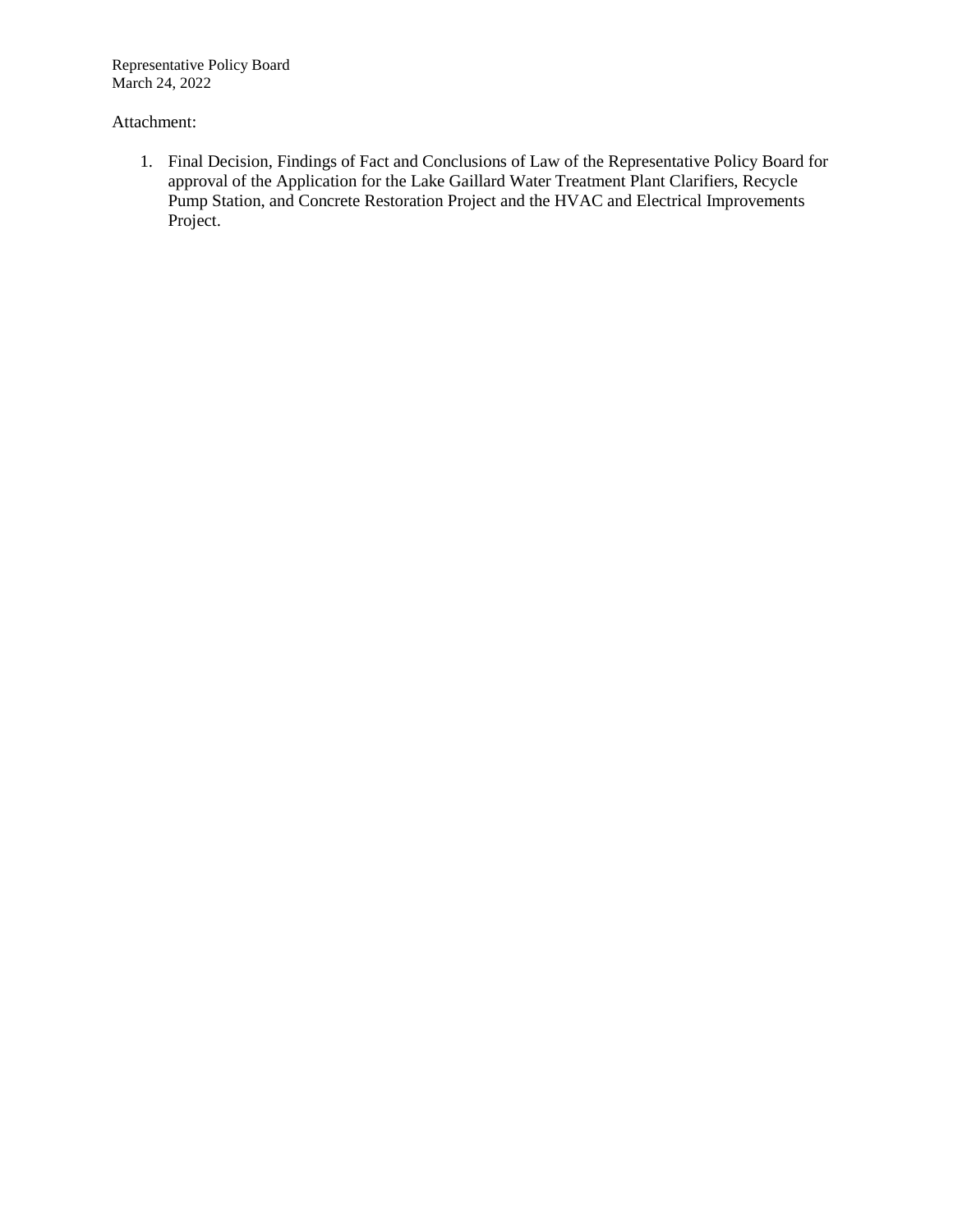Attachment:

1. Final Decision, Findings of Fact and Conclusions of Law of the Representative Policy Board for approval of the Application for the Lake Gaillard Water Treatment Plant Clarifiers, Recycle Pump Station, and Concrete Restoration Project and the HVAC and Electrical Improvements Project.